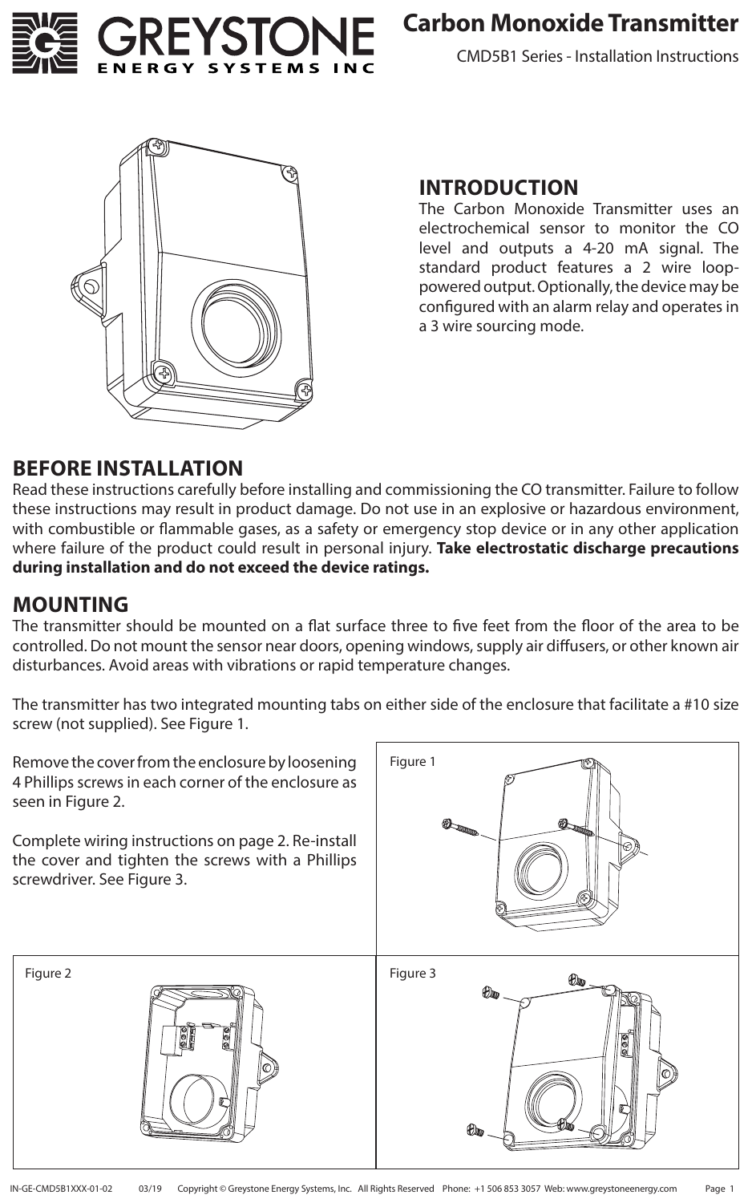# Carbon Monoxide Transmitter

CMD5B1 Series - Installation Instructions

## INTRODUCTION

The Carbon Monoxide Transmitter uses an electrochemical sensor to monitor the CO level and outputs a 4-20 mA signal. The standard product features a 2 wire loop-powered output. Optionally, the device may be configured with an alarm relay and operates in a 3 wire sourcing mode.

## BEFORE INSTALLATION

Read these instructions carefully before installing and commissioning the CO transmitter. Failure to follow these instructions may result in product damage. Do not use in an explosive or hazardous environment, with combustible or flammable gases, as a safety or emergency stop device or in any other application where failure of the product could result in personal injury. **Take electrostatic discharge precautions during installation and do not exceed the device ratings.**

## MOUNTING

The transmitter should be mounted on a flat surface three to five feet from the floor of the area to be controlled. Do not mount the sensor near doors, opening windows, supply air diffusers, or other known air disturbances. Avoid areas with vibrations or rapid temperature changes.

The transmitter has two integrated mounting tabs on either side of the enclosure that facilitate a #10 size screw (not supplied). See Figure 1.

Remove the cover from the enclosure by loosening 4 Phillips screws in each corner of the enclosure as seen in Figure 2.

Complete wiring instructions on page 2. Re-install the cover and tighten the screws with a Phillips screwdriver. See Figure 3.

Figure 1

Figure 2

Figure 3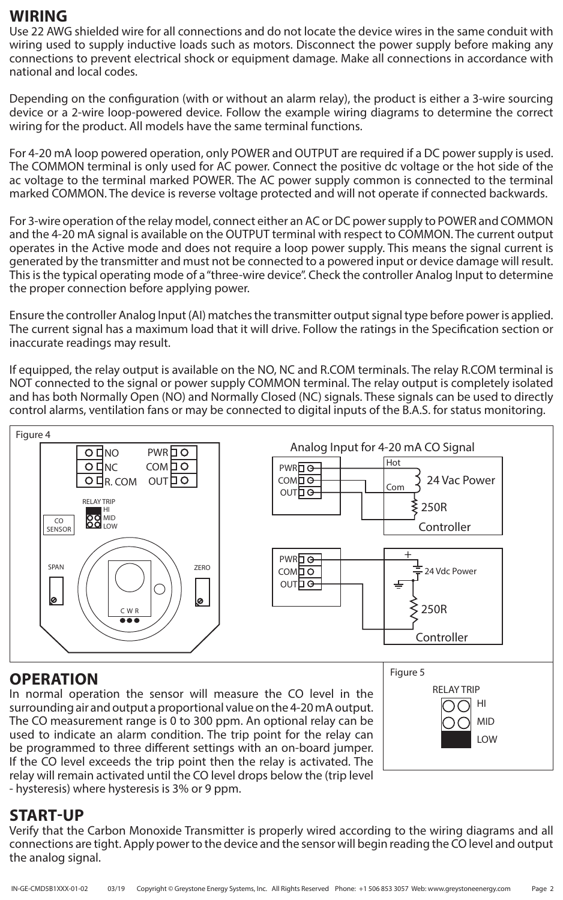## WIRING

Use 22 AWG shielded wire for all connections and do not locate the device wires in the same conduit with wiring used to supply inductive loads such as motors. Disconnect the power supply before making any connections to prevent electrical shock or equipment damage. Make all connections in accordance with national and local codes.

Depending on the configuration (with or without an alarm relay), the product is either a 3-wire sourcing device or a 2-wire loop-powered device. Follow the example wiring diagrams to determine the correct wiring for the product. All models have the same terminal functions.

For 4-20 mA loop powered operation, only POWER and OUTPUT are required if a DC power supply is used. The COMMON terminal is only used for AC power. Connect the positive dc voltage or the hot side of the ac voltage to the terminal marked POWER. The AC power supply common is connected to the terminal marked COMMON. The device is reverse voltage protected and will not operate if connected backwards.

For 3-wire operation of the relay model, connect either an AC or DC power supply to POWER and COMMON and the 4-20 mA signal is available on the OUTPUT terminal with respect to COMMON. The current output operates in the Active mode and does not require a loop power supply. This means the signal current is generated by the transmitter and must not be connected to a powered input or device damage will result. This is the typical operating mode of a "three-wire device". Check the controller Analog Input to determine the proper connection before applying power.

Ensure the controller Analog Input (AI) matches the transmitter output signal type before power is applied. The current signal has a maximum load that it will drive. Follow the ratings in the Specification section or inaccurate readings may result.

If equipped, the relay output is available on the NO, NC and R.COM terminals. The relay R.COM terminal is NOT connected to the signal or power supply COMMON terminal. The relay output is completely isolated and has both Normally Open (NO) and Normally Closed (NC) signals. These signals can be used to directly control alarms, ventilation fans or may be connected to digital inputs of the B.A.S. for status monitoring.

Figure 4

## OPERATION

In normal operation the sensor will measure the CO level in the surrounding air and output a proportional value on the 4-20 mA output. The CO measurement range is 0 to 300 ppm. An optional relay can be used to indicate an alarm condition. The trip point for the relay can be programmed to three different settings with an on-board jumper. If the CO level exceeds the trip point then the relay is activated. The relay will remain activated until the CO level drops below the (trip level - hysteresis) where hysteresis is 3% or 9 ppm.

Figure 5

## START-UP

Verify that the Carbon Monoxide Transmitter is properly wired according to the wiring diagrams and all connections are tight. Apply power to the device and the sensor will begin reading the CO level and output the analog signal.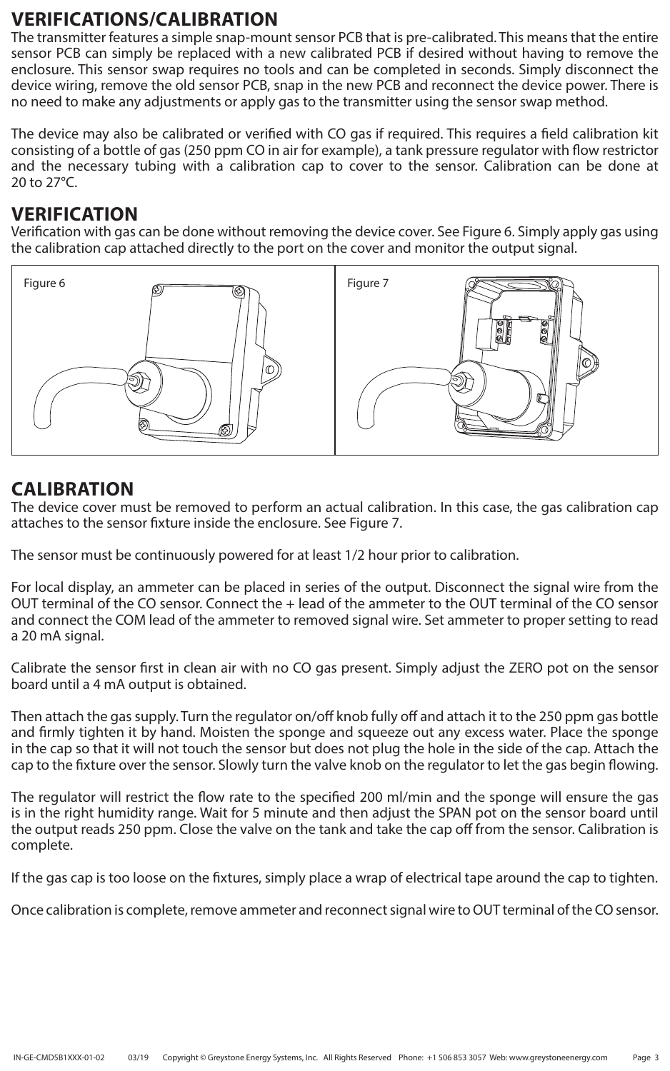## VERIFICATIONS/CALIBRATION

The transmitter features a simple snap-mount sensor PCB that is pre-calibrated. This means that the entire sensor PCB can simply be replaced with a new calibrated PCB if desired without having to remove the enclosure. This sensor swap requires no tools and can be completed in seconds. Simply disconnect the device wiring, remove the old sensor PCB, snap in the new PCB and reconnect the device power. There is no need to make any adjustments or apply gas to the transmitter using the sensor swap method.

The device may also be calibrated or verified with CO gas if required. This requires a field calibration kit consisting of a bottle of gas (250 ppm CO in air for example), a tank pressure regulator with flow restrictor and the necessary tubing with a calibration cap to cover to the sensor. Calibration can be done at 20 to 27°C.

## VERIFICATION

Verification with gas can be done without removing the device cover. See Figure 6. Simply apply gas using the calibration cap attached directly to the port on the cover and monitor the output signal.

Figure 6

Figure 7

## CALIBRATION

The device cover must be removed to perform an actual calibration. In this case, the gas calibration cap attaches to the sensor fixture inside the enclosure. See Figure 7.

The sensor must be continuously powered for at least 1/2 hour prior to calibration.

For local display, an ammeter can be placed in series of the output. Disconnect the signal wire from the OUT terminal of the CO sensor. Connect the + lead of the ammeter to the OUT terminal of the CO sensor and connect the COM lead of the ammeter to removed signal wire. Set ammeter to proper setting to read a 20 mA signal.

Calibrate the sensor first in clean air with no CO gas present. Simply adjust the ZERO pot on the sensor board until a 4 mA output is obtained.

Then attach the gas supply. Turn the regulator on/off knob fully off and attach it to the 250 ppm gas bottle and firmly tighten it by hand. Moisten the sponge and squeeze out any excess water. Place the sponge in the cap so that it will not touch the sensor but does not plug the hole in the side of the cap. Attach the cap to the fixture over the sensor. Slowly turn the valve knob on the regulator to let the gas begin flowing.

The regulator will restrict the flow rate to the specified 200 ml/min and the sponge will ensure the gas is in the right humidity range. Wait for 5 minute and then adjust the SPAN pot on the sensor board until the output reads 250 ppm. Close the valve on the tank and take the cap off from the sensor. Calibration is complete.

If the gas cap is too loose on the fixtures, simply place a wrap of electrical tape around the cap to tighten.

Once calibration is complete, remove ammeter and reconnect signal wire to OUT terminal of the CO sensor.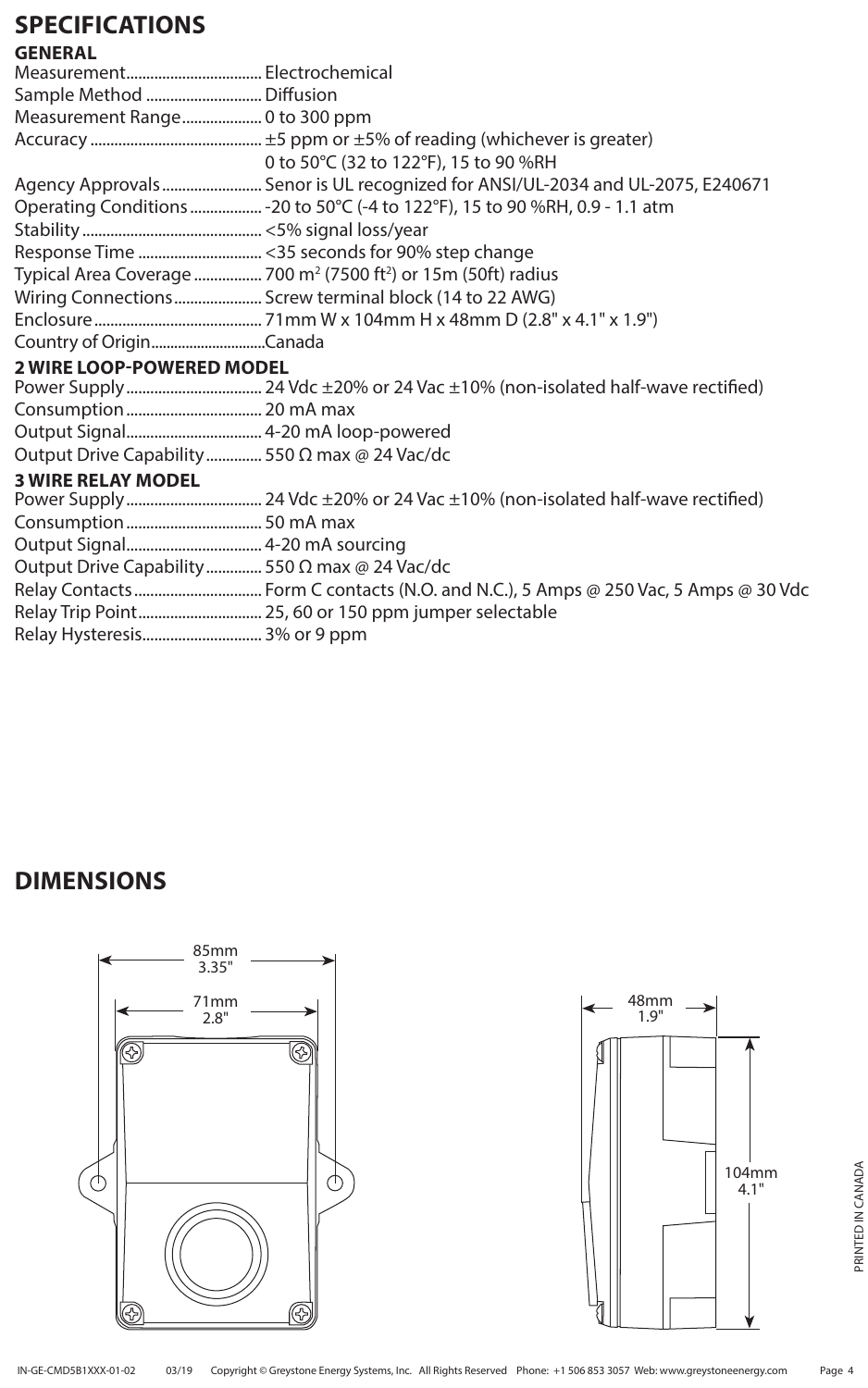# SPECIFICATIONS

## GENERAL

| | |
|---|---|
| Measurement | Electrochemical |
| Sample Method | Diffusion |
| Measurement Range | 0 to 300 ppm |
| Accuracy | ±5 ppm or ±5% of reading (whichever is greater)<br>0 to 50°C (32 to 122°F), 15 to 90 %RH |
| Agency Approvals | Senor is UL recognized for ANSI/UL-2034 and UL-2075, E240671 |
| Operating Conditions | -20 to 50°C (-4 to 122°F), 15 to 90 %RH, 0.9 - 1.1 atm |
| Stability | <5% signal loss/year |
| Response Time | <35 seconds for 90% step change |
| Typical Area Coverage | 700 $m^2$ (7500 $ft^2$) or 15m (50ft) radius |
| Wiring Connections | Screw terminal block (14 to 22 AWG) |
| Enclosure | 71mm W x 104mm H x 48mm D (2.8" x 4.1" x 1.9") |
| Country of Origin | Canada |

## 2 WIRE LOOP-POWERED MODEL

| | |
|---|---|
| Power Supply | 24 Vdc ±20% or 24 Vac ±10% (non-isolated half-wave rectified) |
| Consumption | 20 mA max |
| Output Signal | 4-20 mA loop-powered |
| Output Drive Capability | 550 Ω max @ 24 Vac/dc |

## 3 WIRE RELAY MODEL

| | |
|---|---|
| Power Supply | 24 Vdc ±20% or 24 Vac ±10% (non-isolated half-wave rectified) |
| Consumption | 50 mA max |
| Output Signal | 4-20 mA sourcing |
| Output Drive Capability | 550 Ω max @ 24 Vac/dc |
| Relay Contacts | Form C contacts (N.O. and N.C.), 5 Amps @ 250 Vac, 5 Amps @ 30 Vdc |
| Relay Trip Point | 25, 60 or 150 ppm jumper selectable |
| Relay Hysteresis | 3% or 9 ppm |

# DIMENSIONS

85mm
3.35"

71mm
2.8"

48mm
1.9"

104mm
4.1"

PRINTED IN CANADA

IN-GE-CMD5B1XXX-01-02 03/19 Copyright © Greystone Energy Systems, Inc. All Rights Reserved Phone: +1 506 853 3057 Web: www.greystoneenergy.com